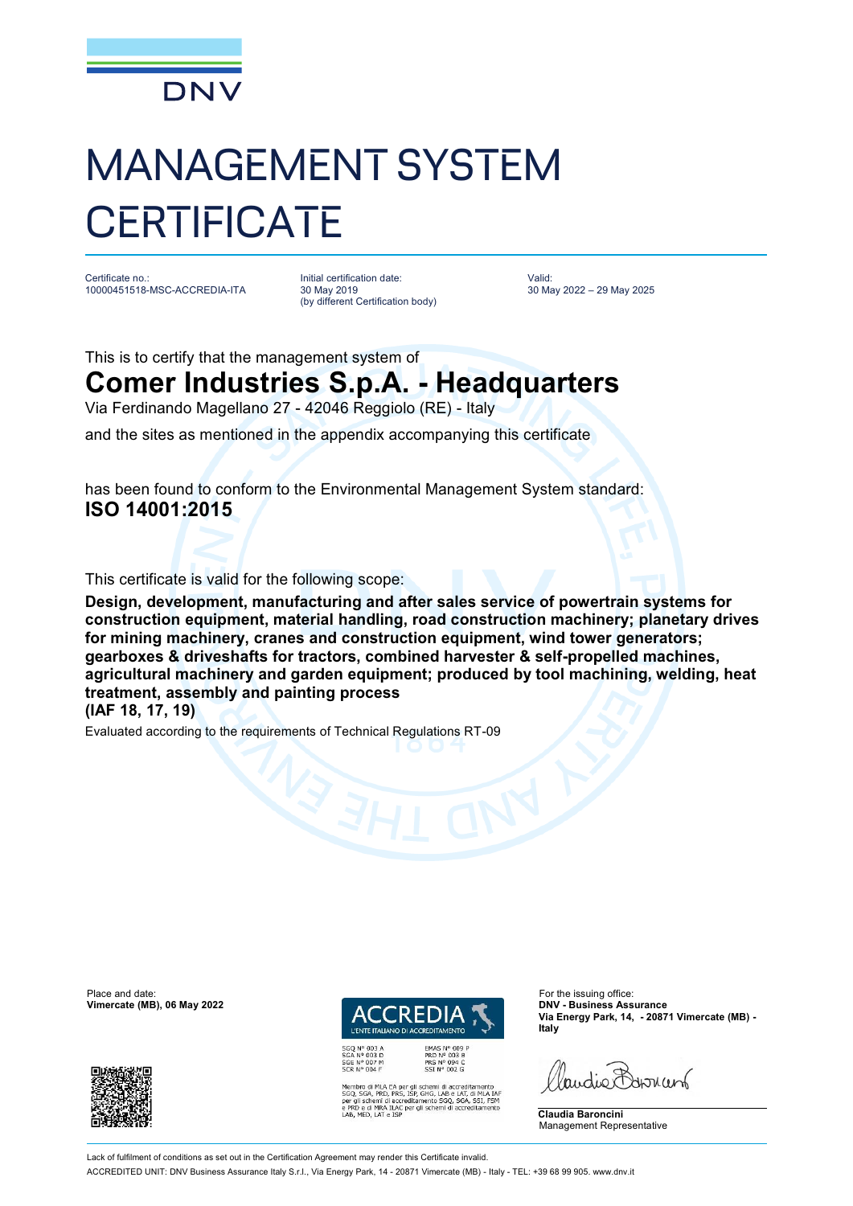DNV

# MANAGEMENT SYSTEM CERTIFICATE

Certificate no.:
10000451518-MSC-ACCREDIA-ITA

Initial certification date:
30 May 2019
(by different Certification body)

Valid:
30 May 2022 – 29 May 2025

This is to certify that the management system of

## Comer Industries S.p.A. - Headquarters

Via Ferdinando Magellano 27 - 42046 Reggiolo (RE) - Italy

and the sites as mentioned in the appendix accompanying this certificate

has been found to conform to the Environmental Management System standard:

**ISO 14001:2015**

This certificate is valid for the following scope:

**Design, development, manufacturing and after sales service of powertrain systems for construction equipment, material handling, road construction machinery; planetary drives for mining machinery, cranes and construction equipment, wind tower generators; gearboxes & driveshafts for tractors, combined harvester & self-propelled machines, agricultural machinery and garden equipment; produced by tool machining, welding, heat treatment, assembly and painting process**
**(IAF 18, 17, 19)**

Evaluated according to the requirements of Technical Regulations RT-09

Place and date:
**Vimercate (MB), 06 May 2022**

ACCREDIA
L'ENTE ITALIANO DI ACCREDITAMENTO

SGQ N° 003 A
SGA N° 003 D
SGE N° 007 M
SCR N° 004 F

EMAS N° 009 P
PRD N° 003 B
PRS N° 094 C
SSI N° 002 G

Membro di MLA EA per gli schemi di accreditamento SGQ, SGA, PRD, PRS, ISP, GHG, LAB e LAT, di MLA IAF per gli schemi di accreditamento SGQ, SGA, SSI, FSM e PRD e di MRA ILAC per gli schemi di accreditamento LAB, MED, LAT e ISP

For the issuing office:
**DNV - Business Assurance**
**Via Energy Park, 14, - 20871 Vimercate (MB) - Italy**

**Claudia Baroncini**
Management Representative

Lack of fulfilment of conditions as set out in the Certification Agreement may render this Certificate invalid.
ACCREDITED UNIT: DNV Business Assurance Italy S.r.l., Via Energy Park, 14 - 20871 Vimercate (MB) - Italy - TEL: +39 68 99 905. www.dnv.it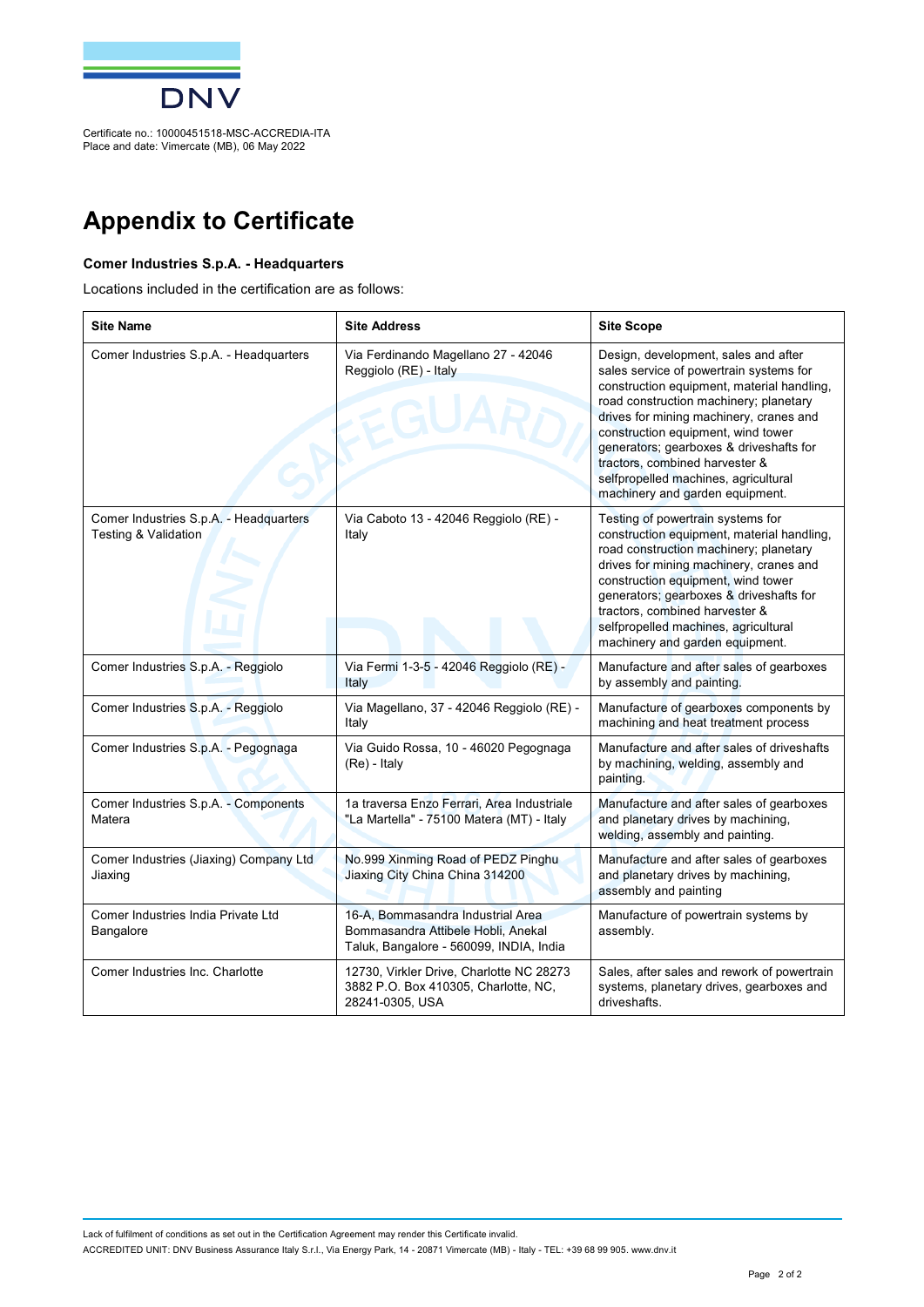Certificate no.: 10000451518-MSC-ACCREDIA-ITA
Place and date: Vimercate (MB), 06 May 2022

# Appendix to Certificate

### Comer Industries S.p.A. - Headquarters

Locations included in the certification are as follows:

| Site Name | Site Address | Site Scope |
|---|---|---|
| Comer Industries S.p.A. - Headquarters | Via Ferdinando Magellano 27 - 42046 Reggiolo (RE) - Italy | Design, development, sales and after sales service of powertrain systems for construction equipment, material handling, road construction machinery; planetary drives for mining machinery, cranes and construction equipment, wind tower generators; gearboxes & driveshafts for tractors, combined harvester & selfpropelled machines, agricultural machinery and garden equipment. |
| Comer Industries S.p.A. - Headquarters Testing & Validation | Via Caboto 13 - 42046 Reggiolo (RE) - Italy | Testing of powertrain systems for construction equipment, material handling, road construction machinery; planetary drives for mining machinery, cranes and construction equipment, wind tower generators; gearboxes & driveshafts for tractors, combined harvester & selfpropelled machines, agricultural machinery and garden equipment. |
| Comer Industries S.p.A. - Reggiolo | Via Fermi 1-3-5 - 42046 Reggiolo (RE) - Italy | Manufacture and after sales of gearboxes by assembly and painting. |
| Comer Industries S.p.A. - Reggiolo | Via Magellano, 37 - 42046 Reggiolo (RE) - Italy | Manufacture of gearboxes components by machining and heat treatment process |
| Comer Industries S.p.A. - Pegognaga | Via Guido Rossa, 10 - 46020 Pegognaga (Re) - Italy | Manufacture and after sales of driveshafts by machining, welding, assembly and painting. |
| Comer Industries S.p.A. - Components Matera | 1a traversa Enzo Ferrari, Area Industriale "La Martella" - 75100 Matera (MT) - Italy | Manufacture and after sales of gearboxes and planetary drives by machining, welding, assembly and painting. |
| Comer Industries (Jiaxing) Company Ltd Jiaxing | No.999 Xinming Road of PEDZ Pinghu Jiaxing City China China 314200 | Manufacture and after sales of gearboxes and planetary drives by machining, assembly and painting |
| Comer Industries India Private Ltd Bangalore | 16-A, Bommasandra Industrial Area Bommasandra Attibele Hobli, Anekal Taluk, Bangalore - 560099, INDIA, India | Manufacture of powertrain systems by assembly. |
| Comer Industries Inc. Charlotte | 12730, Virkler Drive, Charlotte NC 28273 3882 P.O. Box 410305, Charlotte, NC, 28241-0305, USA | Sales, after sales and rework of powertrain systems, planetary drives, gearboxes and driveshafts. |

Lack of fulfilment of conditions as set out in the Certification Agreement may render this Certificate invalid.
ACCREDITED UNIT: DNV Business Assurance Italy S.r.l., Via Energy Park, 14 - 20871 Vimercate (MB) - Italy - TEL: +39 68 99 905. www.dnv.it